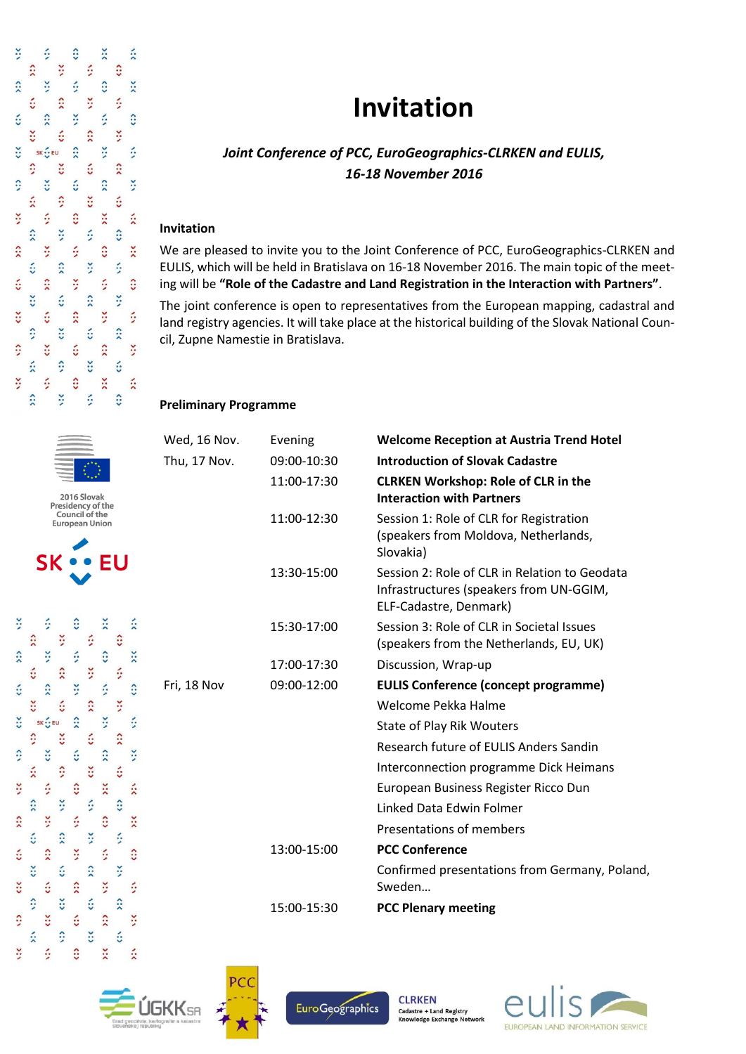# Invitation

***Joint Conference of PCC, EuroGeographics-CLRKEN and EULIS, 16-18 November 2016***

**Invitation**

We are pleased to invite you to the Joint Conference of PCC, EuroGeographics-CLRKEN and EULIS, which will be held in Bratislava on 16-18 November 2016. The main topic of the meeting will be **"Role of the Cadastre and Land Registration in the Interaction with Partners"**.

The joint conference is open to representatives from the European mapping, cadastral and land registry agencies. It will take place at the historical building of the Slovak National Council, Zupne Namestie in Bratislava.

**Preliminary Programme**

| | | |
|---|---|---|
| Wed, 16 Nov. | Evening | **Welcome Reception at Austria Trend Hotel** |
| Thu, 17 Nov. | 09:00-10:30 | **Introduction of Slovak Cadastre** |
| | 11:00-17:30 | **CLRKEN Workshop: Role of CLR in the Interaction with Partners** |
| | 11:00-12:30 | Session 1: Role of CLR for Registration (speakers from Moldova, Netherlands, Slovakia) |
| | 13:30-15:00 | Session 2: Role of CLR in Relation to Geodata Infrastructures (speakers from UN-GGIM, ELF-Cadastre, Denmark) |
| | 15:30-17:00 | Session 3: Role of CLR in Societal Issues (speakers from the Netherlands, EU, UK) |
| | 17:00-17:30 | Discussion, Wrap-up |
| Fri, 18 Nov | 09:00-12:00 | **EULIS Conference (concept programme)** |
| | | Welcome Pekka Halme |
| | | State of Play Rik Wouters |
| | | Research future of EULIS Anders Sandin |
| | | Interconnection programme Dick Heimans |
| | | European Business Register Ricco Dun |
| | | Linked Data Edwin Folmer |
| | | Presentations of members |
| | 13:00-15:00 | **PCC Conference** |
| | | Confirmed presentations from Germany, Poland, Sweden… |
| | 15:00-15:30 | **PCC Plenary meeting** |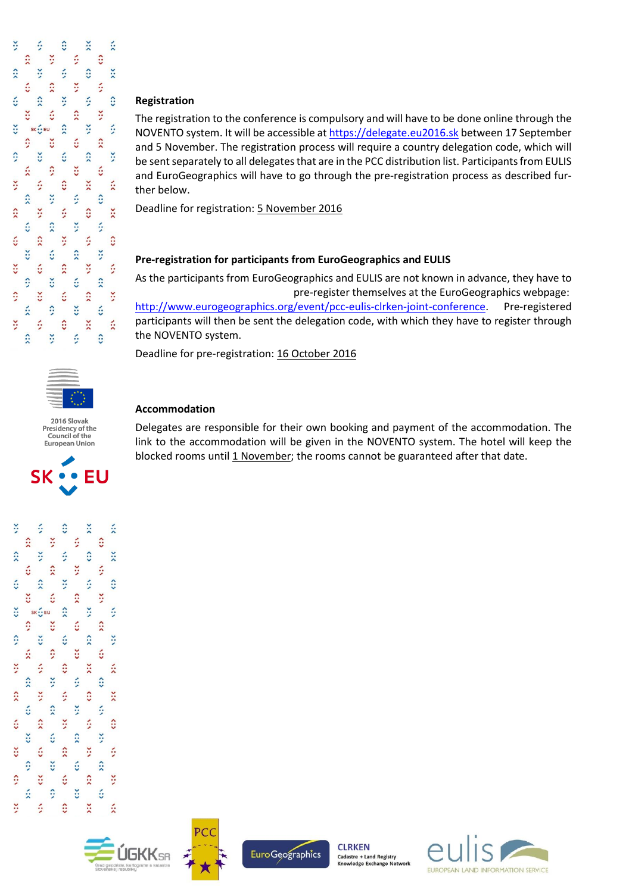## Registration

The registration to the conference is compulsory and will have to be done online through the NOVENTO system. It will be accessible at https://delegate.eu2016.sk between 17 September and 5 November. The registration process will require a country delegation code, which will be sent separately to all delegates that are in the PCC distribution list. Participants from EULIS and EuroGeographics will have to go through the pre-registration process as described further below.

Deadline for registration: 5 November 2016

## Pre-registration for participants from EuroGeographics and EULIS

As the participants from EuroGeographics and EULIS are not known in advance, they have to pre-register themselves at the EuroGeographics webpage: http://www.eurogeographics.org/event/pcc-eulis-clrken-joint-conference. Pre-registered participants will then be sent the delegation code, with which they have to register through the NOVENTO system.

Deadline for pre-registration: 16 October 2016

## Accommodation

Delegates are responsible for their own booking and payment of the accommodation. The link to the accommodation will be given in the NOVENTO system. The hotel will keep the blocked rooms until 1 November; the rooms cannot be guaranteed after that date.

2016 Slovak Presidency of the Council of the European Union

SK EU